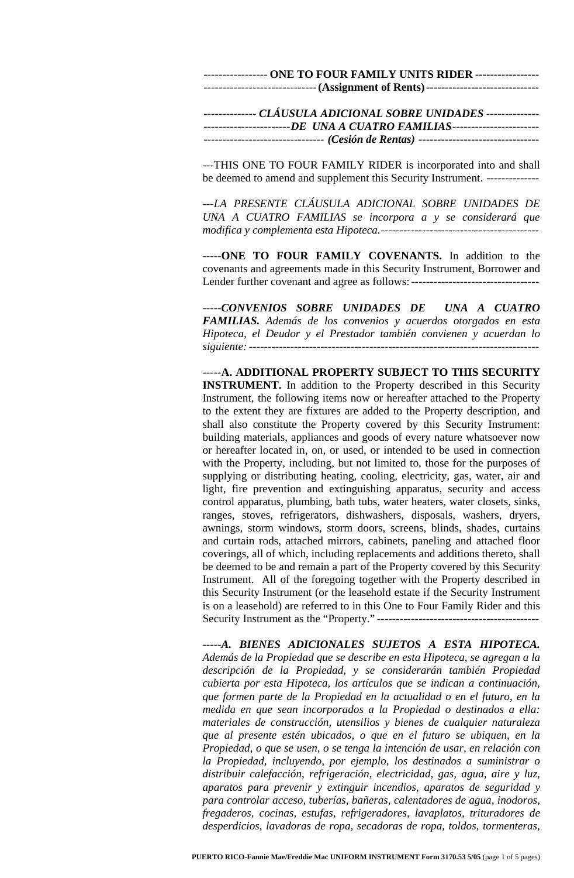**----------------- ONE TO FOUR FAMILY UNITS RIDER -----------------**
**------------------------------ (Assignment of Rents) ------------------------------**

***-------------- CLÁUSULA ADICIONAL SOBRE UNIDADES --------------***
***----------------------- DE UNA A CUATRO FAMILIAS -----------------------***
***-------------------------------- (Cesión de Rentas) --------------------------------***

---THIS ONE TO FOUR FAMILY RIDER is incorporated into and shall be deemed to amend and supplement this Security Instrument. --------------

*---LA PRESENTE CLÁUSULA ADICIONAL SOBRE UNIDADES DE UNA A CUATRO FAMILIAS se incorpora a y se considerará que modifica y complementa esta Hipoteca.------------------------------------------*

-----**ONE TO FOUR FAMILY COVENANTS.** In addition to the covenants and agreements made in this Security Instrument, Borrower and Lender further covenant and agree as follows: ----------------------------------

*-----**CONVENIOS SOBRE UNIDADES DE UNA A CUATRO FAMILIAS.** Además de los convenios y acuerdos otorgados en esta Hipoteca, el Deudor y el Prestador también convienen y acuerdan lo siguiente: ---------------------------------------------------------------------------*

-----**A. ADDITIONAL PROPERTY SUBJECT TO THIS SECURITY INSTRUMENT.** In addition to the Property described in this Security Instrument, the following items now or hereafter attached to the Property to the extent they are fixtures are added to the Property description, and shall also constitute the Property covered by this Security Instrument: building materials, appliances and goods of every nature whatsoever now or hereafter located in, on, or used, or intended to be used in connection with the Property, including, but not limited to, those for the purposes of supplying or distributing heating, cooling, electricity, gas, water, air and light, fire prevention and extinguishing apparatus, security and access control apparatus, plumbing, bath tubs, water heaters, water closets, sinks, ranges, stoves, refrigerators, dishwashers, disposals, washers, dryers, awnings, storm windows, storm doors, screens, blinds, shades, curtains and curtain rods, attached mirrors, cabinets, paneling and attached floor coverings, all of which, including replacements and additions thereto, shall be deemed to be and remain a part of the Property covered by this Security Instrument. All of the foregoing together with the Property described in this Security Instrument (or the leasehold estate if the Security Instrument is on a leasehold) are referred to in this One to Four Family Rider and this Security Instrument as the "Property." -------------------------------------------

*-----**A. BIENES ADICIONALES SUJETOS A ESTA HIPOTECA.** Además de la Propiedad que se describe en esta Hipoteca, se agregan a la descripción de la Propiedad, y se considerarán también Propiedad cubierta por esta Hipoteca, los artículos que se indican a continuación, que formen parte de la Propiedad en la actualidad o en el futuro, en la medida en que sean incorporados a la Propiedad o destinados a ella: materiales de construcción, utensilios y bienes de cualquier naturaleza que al presente estén ubicados, o que en el futuro se ubiquen, en la Propiedad, o que se usen, o se tenga la intención de usar, en relación con la Propiedad, incluyendo, por ejemplo, los destinados a suministrar o distribuir calefacción, refrigeración, electricidad, gas, agua, aire y luz, aparatos para prevenir y extinguir incendios, aparatos de seguridad y para controlar acceso, tuberías, bañeras, calentadores de agua, inodoros, fregaderos, cocinas, estufas, refrigeradores, lavaplatos, trituradores de desperdicios, lavadoras de ropa, secadoras de ropa, toldos, tormenteras,*

**PUERTO RICO-Fannie Mae/Freddie Mac UNIFORM INSTRUMENT Form 3170.53 5/05**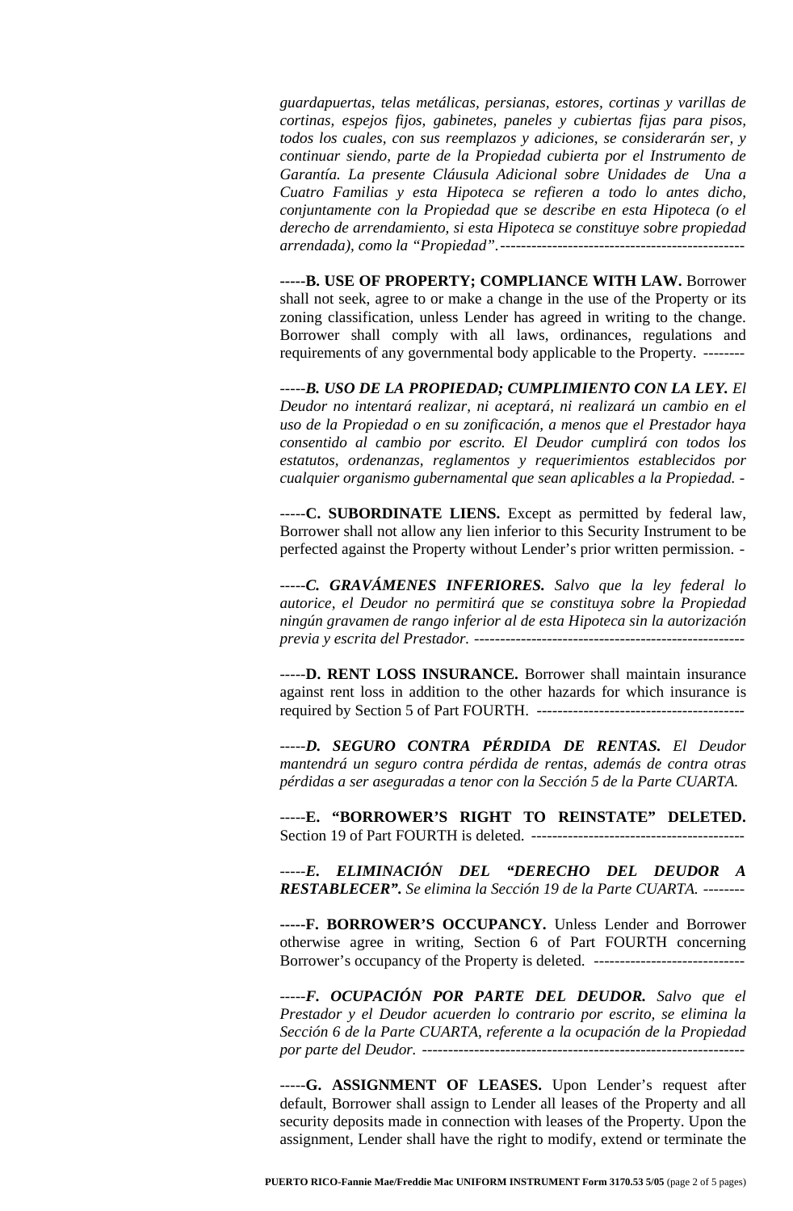*guardapuertas, telas metálicas, persianas, estores, cortinas y varillas de cortinas, espejos fijos, gabinetes, paneles y cubiertas fijas para pisos, todos los cuales, con sus reemplazos y adiciones, se considerarán ser, y continuar siendo, parte de la Propiedad cubierta por el Instrumento de Garantía. La presente Cláusula Adicional sobre Unidades de Una a Cuatro Familias y esta Hipoteca se refieren a todo lo antes dicho, conjuntamente con la Propiedad que se describe en esta Hipoteca (o el derecho de arrendamiento, si esta Hipoteca se constituye sobre propiedad arrendada), como la "Propiedad".-----------------------------------------------*

**-----B. USE OF PROPERTY; COMPLIANCE WITH LAW.** Borrower shall not seek, agree to or make a change in the use of the Property or its zoning classification, unless Lender has agreed in writing to the change. Borrower shall comply with all laws, ordinances, regulations and requirements of any governmental body applicable to the Property. --------

*-----**B. USO DE LA PROPIEDAD; CUMPLIMIENTO CON LA LEY.** El Deudor no intentará realizar, ni aceptará, ni realizará un cambio en el uso de la Propiedad o en su zonificación, a menos que el Prestador haya consentido al cambio por escrito. El Deudor cumplirá con todos los estatutos, ordenanzas, reglamentos y requerimientos establecidos por cualquier organismo gubernamental que sean aplicables a la Propiedad. -*

-----**C. SUBORDINATE LIENS.** Except as permitted by federal law, Borrower shall not allow any lien inferior to this Security Instrument to be perfected against the Property without Lender's prior written permission. -

*-----**C. GRAVÁMENES INFERIORES.** Salvo que la ley federal lo autorice, el Deudor no permitirá que se constituya sobre la Propiedad ningún gravamen de rango inferior al de esta Hipoteca sin la autorización previa y escrita del Prestador. ----------------------------------------------------*

-----**D. RENT LOSS INSURANCE.** Borrower shall maintain insurance against rent loss in addition to the other hazards for which insurance is required by Section 5 of Part FOURTH. ----------------------------------------

*-----**D. SEGURO CONTRA PÉRDIDA DE RENTAS.** El Deudor mantendrá un seguro contra pérdida de rentas, además de contra otras pérdidas a ser aseguradas a tenor con la Sección 5 de la Parte CUARTA.*

-----**E. "BORROWER'S RIGHT TO REINSTATE" DELETED.** Section 19 of Part FOURTH is deleted. -----------------------------------------

*-----**E. ELIMINACIÓN DEL "DERECHO DEL DEUDOR A RESTABLECER".** Se elimina la Sección 19 de la Parte CUARTA. --------*

**-----F. BORROWER'S OCCUPANCY.** Unless Lender and Borrower otherwise agree in writing, Section 6 of Part FOURTH concerning Borrower's occupancy of the Property is deleted. -----------------------------

*-----**F. OCUPACIÓN POR PARTE DEL DEUDOR.** Salvo que el Prestador y el Deudor acuerden lo contrario por escrito, se elimina la Sección 6 de la Parte CUARTA, referente a la ocupación de la Propiedad por parte del Deudor. -------------------------------------------------------------*

-----**G. ASSIGNMENT OF LEASES.** Upon Lender's request after default, Borrower shall assign to Lender all leases of the Property and all security deposits made in connection with leases of the Property. Upon the assignment, Lender shall have the right to modify, extend or terminate the

**PUERTO RICO-Fannie Mae/Freddie Mac UNIFORM INSTRUMENT Form 3170.53 5/05**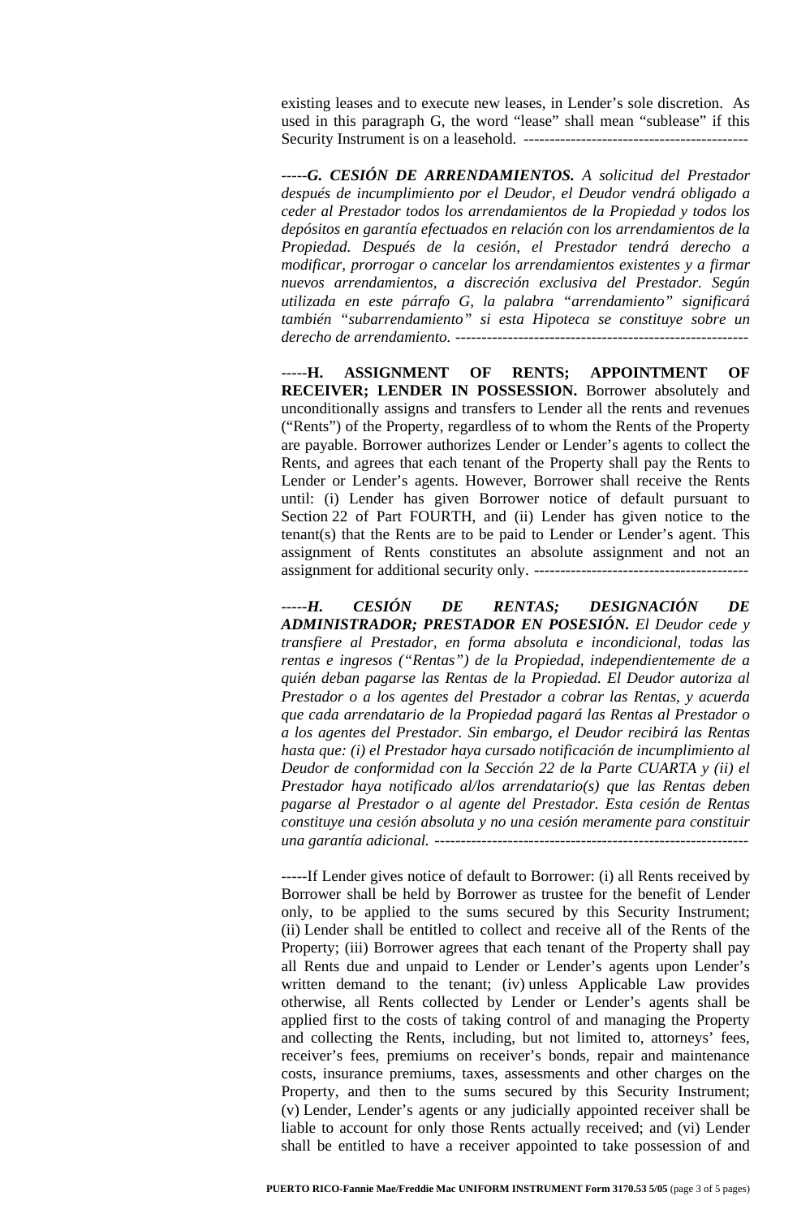existing leases and to execute new leases, in Lender's sole discretion. As used in this paragraph G, the word "lease" shall mean "sublease" if this Security Instrument is on a leasehold. -------------------------------------------

-----***G. CESIÓN DE ARRENDAMIENTOS.*** *A solicitud del Prestador después de incumplimiento por el Deudor, el Deudor vendrá obligado a ceder al Prestador todos los arrendamientos de la Propiedad y todos los depósitos en garantía efectuados en relación con los arrendamientos de la Propiedad. Después de la cesión, el Prestador tendrá derecho a modificar, prorrogar o cancelar los arrendamientos existentes y a firmar nuevos arrendamientos, a discreción exclusiva del Prestador. Según utilizada en este párrafo G, la palabra "arrendamiento" significará también "subarrendamiento" si esta Hipoteca se constituye sobre un derecho de arrendamiento.* --------------------------------------------------------

-----**H. ASSIGNMENT OF RENTS; APPOINTMENT OF RECEIVER; LENDER IN POSSESSION.** Borrower absolutely and unconditionally assigns and transfers to Lender all the rents and revenues ("Rents") of the Property, regardless of to whom the Rents of the Property are payable. Borrower authorizes Lender or Lender's agents to collect the Rents, and agrees that each tenant of the Property shall pay the Rents to Lender or Lender's agents. However, Borrower shall receive the Rents until: (i) Lender has given Borrower notice of default pursuant to Section 22 of Part FOURTH, and (ii) Lender has given notice to the tenant(s) that the Rents are to be paid to Lender or Lender's agent. This assignment of Rents constitutes an absolute assignment and not an assignment for additional security only. -----------------------------------------

-----***H. CESIÓN DE RENTAS; DESIGNACIÓN DE ADMINISTRADOR; PRESTADOR EN POSESIÓN.*** *El Deudor cede y transfiere al Prestador, en forma absoluta e incondicional, todas las rentas e ingresos ("Rentas") de la Propiedad, independientemente de a quién deban pagarse las Rentas de la Propiedad. El Deudor autoriza al Prestador o a los agentes del Prestador a cobrar las Rentas, y acuerda que cada arrendatario de la Propiedad pagará las Rentas al Prestador o a los agentes del Prestador. Sin embargo, el Deudor recibirá las Rentas hasta que: (i) el Prestador haya cursado notificación de incumplimiento al Deudor de conformidad con la Sección 22 de la Parte CUARTA y (ii) el Prestador haya notificado al/los arrendatario(s) que las Rentas deben pagarse al Prestador o al agente del Prestador. Esta cesión de Rentas constituye una cesión absoluta y no una cesión meramente para constituir una garantía adicional.* -----------------------------------------------------------

-----If Lender gives notice of default to Borrower: (i) all Rents received by Borrower shall be held by Borrower as trustee for the benefit of Lender only, to be applied to the sums secured by this Security Instrument; (ii) Lender shall be entitled to collect and receive all of the Rents of the Property; (iii) Borrower agrees that each tenant of the Property shall pay all Rents due and unpaid to Lender or Lender's agents upon Lender's written demand to the tenant; (iv) unless Applicable Law provides otherwise, all Rents collected by Lender or Lender's agents shall be applied first to the costs of taking control of and managing the Property and collecting the Rents, including, but not limited to, attorneys' fees, receiver's fees, premiums on receiver's bonds, repair and maintenance costs, insurance premiums, taxes, assessments and other charges on the Property, and then to the sums secured by this Security Instrument; (v) Lender, Lender's agents or any judicially appointed receiver shall be liable to account for only those Rents actually received; and (vi) Lender shall be entitled to have a receiver appointed to take possession of and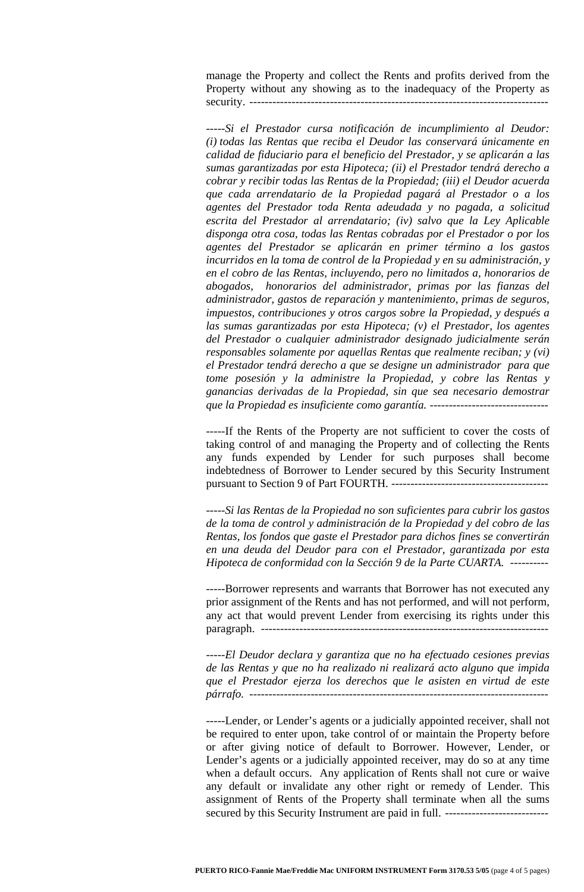manage the Property and collect the Rents and profits derived from the Property without any showing as to the inadequacy of the Property as security. ------------------------------------------------------------------------------

*-----Si el Prestador cursa notificación de incumplimiento al Deudor: (i) todas las Rentas que reciba el Deudor las conservará únicamente en calidad de fiduciario para el beneficio del Prestador, y se aplicarán a las sumas garantizadas por esta Hipoteca; (ii) el Prestador tendrá derecho a cobrar y recibir todas las Rentas de la Propiedad; (iii) el Deudor acuerda que cada arrendatario de la Propiedad pagará al Prestador o a los agentes del Prestador toda Renta adeudada y no pagada, a solicitud escrita del Prestador al arrendatario; (iv) salvo que la Ley Aplicable disponga otra cosa, todas las Rentas cobradas por el Prestador o por los agentes del Prestador se aplicarán en primer término a los gastos incurridos en la toma de control de la Propiedad y en su administración, y en el cobro de las Rentas, incluyendo, pero no limitados a, honorarios de abogados, honorarios del administrador, primas por las fianzas del administrador, gastos de reparación y mantenimiento, primas de seguros, impuestos, contribuciones y otros cargos sobre la Propiedad, y después a las sumas garantizadas por esta Hipoteca; (v) el Prestador, los agentes del Prestador o cualquier administrador designado judicialmente serán responsables solamente por aquellas Rentas que realmente reciban; y (vi) el Prestador tendrá derecho a que se designe un administrador para que tome posesión y la administre la Propiedad, y cobre las Rentas y ganancias derivadas de la Propiedad, sin que sea necesario demostrar que la Propiedad es insuficiente como garantía.* -------------------------------

-----If the Rents of the Property are not sufficient to cover the costs of taking control of and managing the Property and of collecting the Rents any funds expended by Lender for such purposes shall become indebtedness of Borrower to Lender secured by this Security Instrument pursuant to Section 9 of Part FOURTH. -----------------------------------------

*-----Si las Rentas de la Propiedad no son suficientes para cubrir los gastos de la toma de control y administración de la Propiedad y del cobro de las Rentas, los fondos que gaste el Prestador para dichos fines se convertirán en una deuda del Deudor para con el Prestador, garantizada por esta Hipoteca de conformidad con la Sección 9 de la Parte CUARTA.* ----------

-----Borrower represents and warrants that Borrower has not executed any prior assignment of the Rents and has not performed, and will not perform, any act that would prevent Lender from exercising its rights under this paragraph. --------------------------------------------------------------------------

*-----El Deudor declara y garantiza que no ha efectuado cesiones previas de las Rentas y que no ha realizado ni realizará acto alguno que impida que el Prestador ejerza los derechos que le asisten en virtud de este párrafo.* ------------------------------------------------------------------------------

-----Lender, or Lender's agents or a judicially appointed receiver, shall not be required to enter upon, take control of or maintain the Property before or after giving notice of default to Borrower. However, Lender, or Lender's agents or a judicially appointed receiver, may do so at any time when a default occurs. Any application of Rents shall not cure or waive any default or invalidate any other right or remedy of Lender. This assignment of Rents of the Property shall terminate when all the sums secured by this Security Instrument are paid in full. ---------------------------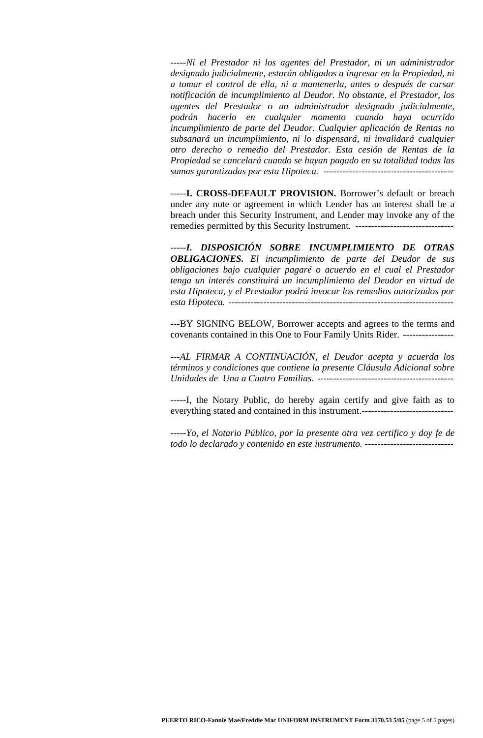-----*Ni el Prestador ni los agentes del Prestador, ni un administrador designado judicialmente, estarán obligados a ingresar en la Propiedad, ni a tomar el control de ella, ni a mantenerla, antes o después de cursar notificación de incumplimiento al Deudor. No obstante, el Prestador, los agentes del Prestador o un administrador designado judicialmente, podrán hacerlo en cualquier momento cuando haya ocurrido incumplimiento de parte del Deudor. Cualquier aplicación de Rentas no subsanará un incumplimiento, ni lo dispensará, ni invalidará cualquier otro derecho o remedio del Prestador. Esta cesión de Rentas de la Propiedad se cancelará cuando se hayan pagado en su totalidad todas las sumas garantizadas por esta Hipoteca.* -----------------------------------------

-----**I. CROSS-DEFAULT PROVISION.** Borrower's default or breach under any note or agreement in which Lender has an interest shall be a breach under this Security Instrument, and Lender may invoke any of the remedies permitted by this Security Instrument. -------------------------------

-----***I. DISPOSICIÓN SOBRE INCUMPLIMIENTO DE OTRAS OBLIGACIONES.*** *El incumplimiento de parte del Deudor de sus obligaciones bajo cualquier pagaré o acuerdo en el cual el Prestador tenga un interés constituirá un incumplimiento del Deudor en virtud de esta Hipoteca, y el Prestador podrá invocar los remedios autorizados por esta Hipoteca.* ----------------------------------------------------------------------

---BY SIGNING BELOW, Borrower accepts and agrees to the terms and covenants contained in this One to Four Family Units Rider. ----------------

---*AL FIRMAR A CONTINUACIÓN, el Deudor acepta y acuerda los términos y condiciones que contiene la presente Cláusula Adicional sobre Unidades de Una a Cuatro Familias.* -------------------------------------------

-----I, the Notary Public, do hereby again certify and give faith as to everything stated and contained in this instrument.-----------------------------

-----*Yo, el Notario Público, por la presente otra vez certifico y doy fe de todo lo declarado y contenido en este instrumento.* ----------------------------

**PUERTO RICO-Fannie Mae/Freddie Mac UNIFORM INSTRUMENT Form 3170.53 5/05**